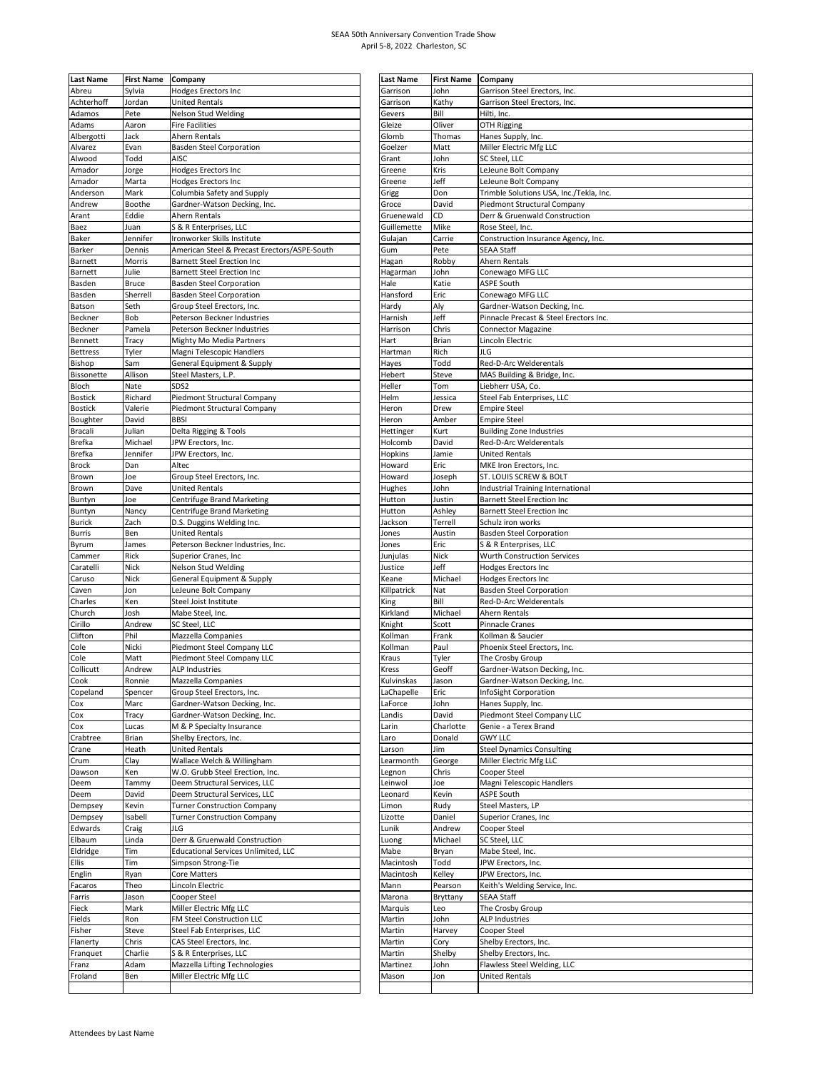SEAA 50th Anniversary Convention Trade Show
April 5-8, 2022 Charleston, SC

| Last Name | First Name | Company |
|---|---|---|
| Abreu | Sylvia | Hodges Erectors Inc |
| Achterhoff | Jordan | United Rentals |
| Adamos | Pete | Nelson Stud Welding |
| Adams | Aaron | Fire Facilities |
| Albergotti | Jack | Ahern Rentals |
| Alvarez | Evan | Basden Steel Corporation |
| Alwood | Todd | AISC |
| Amador | Jorge | Hodges Erectors Inc |
| Amador | Marta | Hodges Erectors Inc |
| Anderson | Mark | Columbia Safety and Supply |
| Andrew | Boothe | Gardner-Watson Decking, Inc. |
| Arant | Eddie | Ahern Rentals |
| Baez | Juan | S & R Enterprises, LLC |
| Baker | Jennifer | Ironworker Skills Institute |
| Barker | Dennis | American Steel & Precast Erectors/ASPE-South |
| Barnett | Morris | Barnett Steel Erection Inc |
| Barnett | Julie | Barnett Steel Erection Inc |
| Basden | Bruce | Basden Steel Corporation |
| Basden | Sherrell | Basden Steel Corporation |
| Batson | Seth | Group Steel Erectors, Inc. |
| Beckner | Bob | Peterson Beckner Industries |
| Beckner | Pamela | Peterson Beckner Industries |
| Bennett | Tracy | Mighty Mo Media Partners |
| Bettress | Tyler | Magni Telescopic Handlers |
| Bishop | Sam | General Equipment & Supply |
| Bissonette | Allison | Steel Masters, L.P. |
| Bloch | Nate | SDS2 |
| Bostick | Richard | Piedmont Structural Company |
| Bostick | Valerie | Piedmont Structural Company |
| Boughter | David | BBSI |
| Bracali | Julian | Delta Rigging & Tools |
| Brefka | Michael | JPW Erectors, Inc. |
| Brefka | Jennifer | JPW Erectors, Inc. |
| Brock | Dan | Altec |
| Brown | Joe | Group Steel Erectors, Inc. |
| Brown | Dave | United Rentals |
| Buntyn | Joe | Centrifuge Brand Marketing |
| Buntyn | Nancy | Centrifuge Brand Marketing |
| Burick | Zach | D.S. Duggins Welding Inc. |
| Burris | Ben | United Rentals |
| Byrum | James | Peterson Beckner Industries, Inc. |
| Cammer | Rick | Superior Cranes, Inc |
| Caratelli | Nick | Nelson Stud Welding |
| Caruso | Nick | General Equipment & Supply |
| Caven | Jon | LeJeune Bolt Company |
| Charles | Ken | Steel Joist Institute |
| Church | Josh | Mabe Steel, Inc. |
| Cirillo | Andrew | SC Steel, LLC |
| Clifton | Phil | Mazzella Companies |
| Cole | Nicki | Piedmont Steel Company LLC |
| Cole | Matt | Piedmont Steel Company LLC |
| Collicutt | Andrew | ALP Industries |
| Cook | Ronnie | Mazzella Companies |
| Copeland | Spencer | Group Steel Erectors, Inc. |
| Cox | Marc | Gardner-Watson Decking, Inc. |
| Cox | Tracy | Gardner-Watson Decking, Inc. |
| Cox | Lucas | M & P Specialty Insurance |
| Crabtree | Brian | Shelby Erectors, Inc. |
| Crane | Heath | United Rentals |
| Crum | Clay | Wallace Welch & Willingham |
| Dawson | Ken | W.O. Grubb Steel Erection, Inc. |
| Deem | Tammy | Deem Structural Services, LLC |
| Deem | David | Deem Structural Services, LLC |
| Dempsey | Kevin | Turner Construction Company |
| Dempsey | Isabell | Turner Construction Company |
| Edwards | Craig | JLG |
| Elbaum | Linda | Derr & Gruenwald Construction |
| Eldridge | Tim | Educational Services Unlimited, LLC |
| Ellis | Tim | Simpson Strong-Tie |
| Englin | Ryan | Core Matters |
| Facaros | Theo | Lincoln Electric |
| Farris | Jason | Cooper Steel |
| Fieck | Mark | Miller Electric Mfg LLC |
| Fields | Ron | FM Steel Construction LLC |
| Fisher | Steve | Steel Fab Enterprises, LLC |
| Flanerty | Chris | CAS Steel Erectors, Inc. |
| Franquet | Charlie | S & R Enterprises, LLC |
| Franz | Adam | Mazzella Lifting Technologies |
| Froland | Ben | Miller Electric Mfg LLC |
| Garrison | John | Garrison Steel Erectors, Inc. |
| Garrison | Kathy | Garrison Steel Erectors, Inc. |
| Gevers | Bill | Hilti, Inc. |
| Gleize | Oliver | OTH Rigging |
| Glomb | Thomas | Hanes Supply, Inc. |
| Goelzer | Matt | Miller Electric Mfg LLC |
| Grant | John | SC Steel, LLC |
| Greene | Kris | LeJeune Bolt Company |
| Greene | Jeff | LeJeune Bolt Company |
| Grigg | Don | Trimble Solutions USA, Inc./Tekla, Inc. |
| Groce | David | Piedmont Structural Company |
| Gruenewald | CD | Derr & Gruenwald Construction |
| Guillemette | Mike | Rose Steel, Inc. |
| Gulajan | Carrie | Construction Insurance Agency, Inc. |
| Gum | Pete | SEAA Staff |
| Hagan | Robby | Ahern Rentals |
| Hagarman | John | Conewago MFG LLC |
| Hale | Katie | ASPE South |
| Hansford | Eric | Conewago MFG LLC |
| Hardy | Aly | Gardner-Watson Decking, Inc. |
| Harnish | Jeff | Pinnacle Precast & Steel Erectors Inc. |
| Harrison | Chris | Connector Magazine |
| Hart | Brian | Lincoln Electric |
| Hartman | Rich | JLG |
| Hayes | Todd | Red-D-Arc Welderentals |
| Hebert | Steve | MAS Building & Bridge, Inc. |
| Heller | Tom | Liebherr USA, Co. |
| Helm | Jessica | Steel Fab Enterprises, LLC |
| Heron | Drew | Empire Steel |
| Heron | Amber | Empire Steel |
| Hettinger | Kurt | Building Zone Industries |
| Holcomb | David | Red-D-Arc Welderentals |
| Hopkins | Jamie | United Rentals |
| Howard | Eric | MKE Iron Erectors, Inc. |
| Howard | Joseph | ST. LOUIS SCREW & BOLT |
| Hughes | John | Industrial Training International |
| Hutton | Justin | Barnett Steel Erection Inc |
| Hutton | Ashley | Barnett Steel Erection Inc |
| Jackson | Terrell | Schulz iron works |
| Jones | Austin | Basden Steel Corporation |
| Jones | Eric | S & R Enterprises, LLC |
| Junjulas | Nick | Wurth Construction Services |
| Justice | Jeff | Hodges Erectors Inc |
| Keane | Michael | Hodges Erectors Inc |
| Killpatrick | Nat | Basden Steel Corporation |
| King | Bill | Red-D-Arc Welderentals |
| Kirkland | Michael | Ahern Rentals |
| Knight | Scott | Pinnacle Cranes |
| Kollman | Frank | Kollman & Saucier |
| Kollman | Paul | Phoenix Steel Erectors, Inc. |
| Kraus | Tyler | The Crosby Group |
| Kress | Geoff | Gardner-Watson Decking, Inc. |
| Kulvinskas | Jason | Gardner-Watson Decking, Inc. |
| LaChapelle | Eric | InfoSight Corporation |
| LaForce | John | Hanes Supply, Inc. |
| Landis | David | Piedmont Steel Company LLC |
| Larin | Charlotte | Genie - a Terex Brand |
| Laro | Donald | GWY LLC |
| Larson | Jim | Steel Dynamics Consulting |
| Learmonth | George | Miller Electric Mfg LLC |
| Legnon | Chris | Cooper Steel |
| Leinwol | Joe | Magni Telescopic Handlers |
| Leonard | Kevin | ASPE South |
| Limon | Rudy | Steel Masters, LP |
| Lizotte | Daniel | Superior Cranes, Inc |
| Lunik | Andrew | Cooper Steel |
| Luong | Michael | SC Steel, LLC |
| Mabe | Bryan | Mabe Steel, Inc. |
| Macintosh | Todd | JPW Erectors, Inc. |
| Macintosh | Kelley | JPW Erectors, Inc. |
| Mann | Pearson | Keith's Welding Service, Inc. |
| Marona | Bryttany | SEAA Staff |
| Marquis | Leo | The Crosby Group |
| Martin | John | ALP Industries |
| Martin | Harvey | Cooper Steel |
| Martin | Cory | Shelby Erectors, Inc. |
| Martin | Shelby | Shelby Erectors, Inc. |
| Martinez | John | Flawless Steel Welding, LLC |
| Mason | Jon | United Rentals |

Attendees by Last Name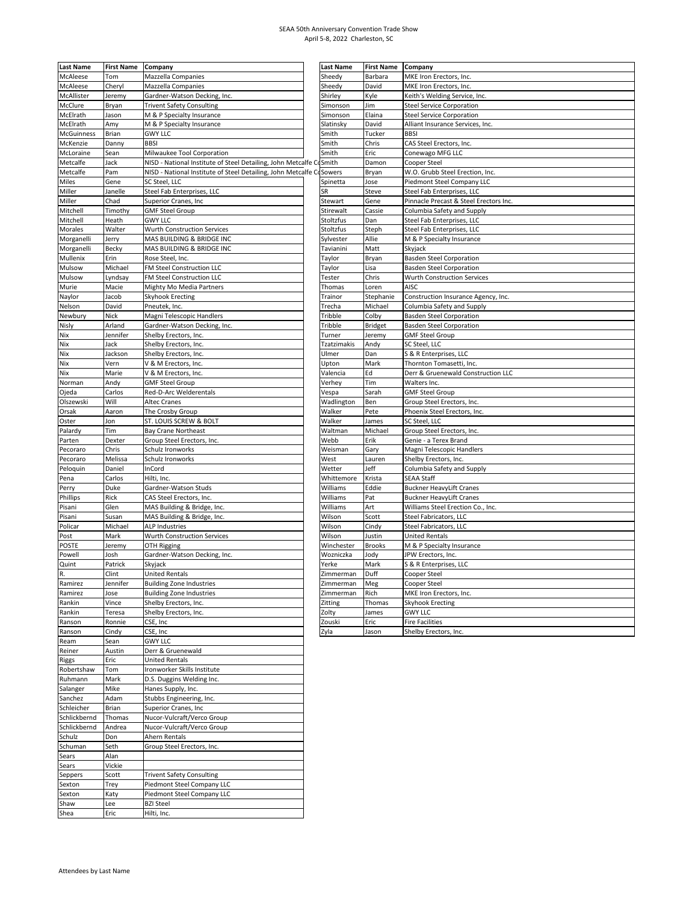SEAA 50th Anniversary Convention Trade Show
April 5-8, 2022 Charleston, SC

| Last Name | First Name | Company |
|---|---|---|
| McAleese | Tom | Mazzella Companies |
| McAleese | Cheryl | Mazzella Companies |
| McAllister | Jeremy | Gardner-Watson Decking, Inc. |
| McClure | Bryan | Trivent Safety Consulting |
| McElrath | Jason | M & P Specialty Insurance |
| McElrath | Amy | M & P Specialty Insurance |
| McGuinness | Brian | GWY LLC |
| McKenzie | Danny | BBSI |
| McLoraine | Sean | Milwaukee Tool Corporation |
| Metcalfe | Jack | NISD - National Institute of Steel Detailing, John Metcalfe Co |
| Metcalfe | Pam | NISD - National Institute of Steel Detailing, John Metcalfe Co |
| Miles | Gene | SC Steel, LLC |
| Miller | Janelle | Steel Fab Enterprises, LLC |
| Miller | Chad | Superior Cranes, Inc |
| Mitchell | Timothy | GMF Steel Group |
| Mitchell | Heath | GWY LLC |
| Morales | Walter | Wurth Construction Services |
| Morganelli | Jerry | MAS BUILDING & BRIDGE INC |
| Morganelli | Becky | MAS BUILDING & BRIDGE INC |
| Mullenix | Erin | Rose Steel, Inc. |
| Mulsow | Michael | FM Steel Construction LLC |
| Mulsow | Lyndsay | FM Steel Construction LLC |
| Murie | Macie | Mighty Mo Media Partners |
| Naylor | Jacob | Skyhook Erecting |
| Nelson | David | Pneutek, Inc. |
| Newbury | Nick | Magni Telescopic Handlers |
| Nisly | Arland | Gardner-Watson Decking, Inc. |
| Nix | Jennifer | Shelby Erectors, Inc. |
| Nix | Jack | Shelby Erectors, Inc. |
| Nix | Jackson | Shelby Erectors, Inc. |
| Nix | Vern | V & M Erectors, Inc. |
| Nix | Marie | V & M Erectors, Inc. |
| Norman | Andy | GMF Steel Group |
| Ojeda | Carlos | Red-D-Arc Welderentals |
| Olszewski | Will | Altec Cranes |
| Orsak | Aaron | The Crosby Group |
| Oster | Jon | ST. LOUIS SCREW & BOLT |
| Palardy | Tim | Bay Crane Northeast |
| Parten | Dexter | Group Steel Erectors, Inc. |
| Pecoraro | Chris | Schulz Ironworks |
| Pecoraro | Melissa | Schulz Ironworks |
| Peloquin | Daniel | InCord |
| Pena | Carlos | Hilti, Inc. |
| Perry | Duke | Gardner-Watson Studs |
| Phillips | Rick | CAS Steel Erectors, Inc. |
| Pisani | Glen | MAS Building & Bridge, Inc. |
| Pisani | Susan | MAS Building & Bridge, Inc. |
| Policar | Michael | ALP Industries |
| Post | Mark | Wurth Construction Services |
| POSTE | Jeremy | OTH Rigging |
| Powell | Josh | Gardner-Watson Decking, Inc. |
| Quint | Patrick | Skyjack |
| R. | Clint | United Rentals |
| Ramirez | Jennifer | Building Zone Industries |
| Ramirez | Jose | Building Zone Industries |
| Rankin | Vince | Shelby Erectors, Inc. |
| Rankin | Teresa | Shelby Erectors, Inc. |
| Ranson | Ronnie | CSE, Inc |
| Ranson | Cindy | CSE, Inc |
| Ream | Sean | GWY LLC |
| Reiner | Austin | Derr & Gruenewald |
| Riggs | Eric | United Rentals |
| Robertshaw | Tom | Ironworker Skills Institute |
| Ruhmann | Mark | D.S. Duggins Welding Inc. |
| Salanger | Mike | Hanes Supply, Inc. |
| Sanchez | Adam | Stubbs Engineering, Inc. |
| Schleicher | Brian | Superior Cranes, Inc |
| Schlickbernd | Thomas | Nucor-Vulcraft/Verco Group |
| Schlickbernd | Andrea | Nucor-Vulcraft/Verco Group |
| Schulz | Don | Ahern Rentals |
| Schuman | Seth | Group Steel Erectors, Inc. |
| Sears | Alan | |
| Sears | Vickie | |
| Seppers | Scott | Trivent Safety Consulting |
| Sexton | Trey | Piedmont Steel Company LLC |
| Sexton | Katy | Piedmont Steel Company LLC |
| Shaw | Lee | BZI Steel |
| Shea | Eric | Hilti, Inc. |
| Sheedy | Barbara | MKE Iron Erectors, Inc. |
| Sheedy | David | MKE Iron Erectors, Inc. |
| Shirley | Kyle | Keith's Welding Service, Inc. |
| Simonson | Jim | Steel Service Corporation |
| Simonson | Elaina | Steel Service Corporation |
| Slatinsky | David | Alliant Insurance Services, Inc. |
| Smith | Tucker | BBSI |
| Smith | Chris | CAS Steel Erectors, Inc. |
| Smith | Eric | Conewago MFG LLC |
| Smith | Damon | Cooper Steel |
| Sowers | Bryan | W.O. Grubb Steel Erection, Inc. |
| Spinetta | Jose | Piedmont Steel Company LLC |
| SR | Steve | Steel Fab Enterprises, LLC |
| Stewart | Gene | Pinnacle Precast & Steel Erectors Inc. |
| Stirewalt | Cassie | Columbia Safety and Supply |
| Stoltzfus | Dan | Steel Fab Enterprises, LLC |
| Stoltzfus | Steph | Steel Fab Enterprises, LLC |
| Sylvester | Allie | M & P Specialty Insurance |
| Tavianini | Matt | Skyjack |
| Taylor | Bryan | Basden Steel Corporation |
| Taylor | Lisa | Basden Steel Corporation |
| Tester | Chris | Wurth Construction Services |
| Thomas | Loren | AISC |
| Trainor | Stephanie | Construction Insurance Agency, Inc. |
| Trecha | Michael | Columbia Safety and Supply |
| Tribble | Colby | Basden Steel Corporation |
| Tribble | Bridget | Basden Steel Corporation |
| Turner | Jeremy | GMF Steel Group |
| Tzatzimakis | Andy | SC Steel, LLC |
| Ulmer | Dan | S & R Enterprises, LLC |
| Upton | Mark | Thornton Tomasetti, Inc. |
| Valencia | Ed | Derr & Gruenewald Construction LLC |
| Verhey | Tim | Walters Inc. |
| Vespa | Sarah | GMF Steel Group |
| Wadlington | Ben | Group Steel Erectors, Inc. |
| Walker | Pete | Phoenix Steel Erectors, Inc. |
| Walker | James | SC Steel, LLC |
| Waltman | Michael | Group Steel Erectors, Inc. |
| Webb | Erik | Genie - a Terex Brand |
| Weisman | Gary | Magni Telescopic Handlers |
| West | Lauren | Shelby Erectors, Inc. |
| Wetter | Jeff | Columbia Safety and Supply |
| Whittemore | Krista | SEAA Staff |
| Williams | Eddie | Buckner HeavyLift Cranes |
| Williams | Pat | Buckner HeavyLift Cranes |
| Williams | Art | Williams Steel Erection Co., Inc. |
| Wilson | Scott | Steel Fabricators, LLC |
| Wilson | Cindy | Steel Fabricators, LLC |
| Wilson | Justin | United Rentals |
| Winchester | Brooks | M & P Specialty Insurance |
| Wozniczka | Jody | JPW Erectors, Inc. |
| Yerke | Mark | S & R Enterprises, LLC |
| Zimmerman | Duff | Cooper Steel |
| Zimmerman | Meg | Cooper Steel |
| Zimmerman | Rich | MKE Iron Erectors, Inc. |
| Zitting | Thomas | Skyhook Erecting |
| Zolty | James | GWY LLC |
| Zouski | Eric | Fire Facilities |
| Zyla | Jason | Shelby Erectors, Inc. |

Attendees by Last Name